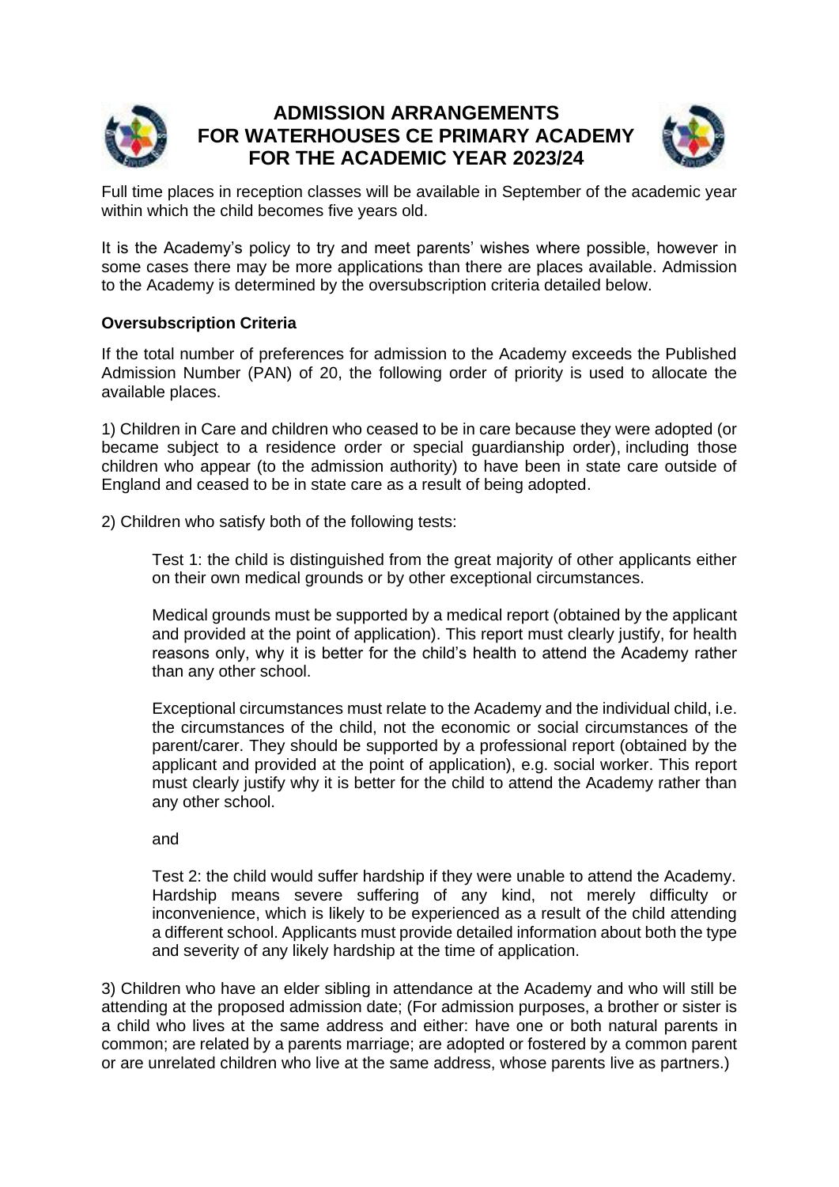# ADMISSION ARRANGEMENTS FOR WATERHOUSES CE PRIMARY ACADEMY FOR THE ACADEMIC YEAR 2023/24

Full time places in reception classes will be available in September of the academic year within which the child becomes five years old.

It is the Academy's policy to try and meet parents' wishes where possible, however in some cases there may be more applications than there are places available. Admission to the Academy is determined by the oversubscription criteria detailed below.

**Oversubscription Criteria**

If the total number of preferences for admission to the Academy exceeds the Published Admission Number (PAN) of 20, the following order of priority is used to allocate the available places.

1) Children in Care and children who ceased to be in care because they were adopted (or became subject to a residence order or special guardianship order), including those children who appear (to the admission authority) to have been in state care outside of England and ceased to be in state care as a result of being adopted.

2) Children who satisfy both of the following tests:

> Test 1: the child is distinguished from the great majority of other applicants either on their own medical grounds or by other exceptional circumstances.
>
> Medical grounds must be supported by a medical report (obtained by the applicant and provided at the point of application). This report must clearly justify, for health reasons only, why it is better for the child's health to attend the Academy rather than any other school.
>
> Exceptional circumstances must relate to the Academy and the individual child, i.e. the circumstances of the child, not the economic or social circumstances of the parent/carer. They should be supported by a professional report (obtained by the applicant and provided at the point of application), e.g. social worker. This report must clearly justify why it is better for the child to attend the Academy rather than any other school.
>
> and
>
> Test 2: the child would suffer hardship if they were unable to attend the Academy. Hardship means severe suffering of any kind, not merely difficulty or inconvenience, which is likely to be experienced as a result of the child attending a different school. Applicants must provide detailed information about both the type and severity of any likely hardship at the time of application.

3) Children who have an elder sibling in attendance at the Academy and who will still be attending at the proposed admission date; (For admission purposes, a brother or sister is a child who lives at the same address and either: have one or both natural parents in common; are related by a parents marriage; are adopted or fostered by a common parent or are unrelated children who live at the same address, whose parents live as partners.)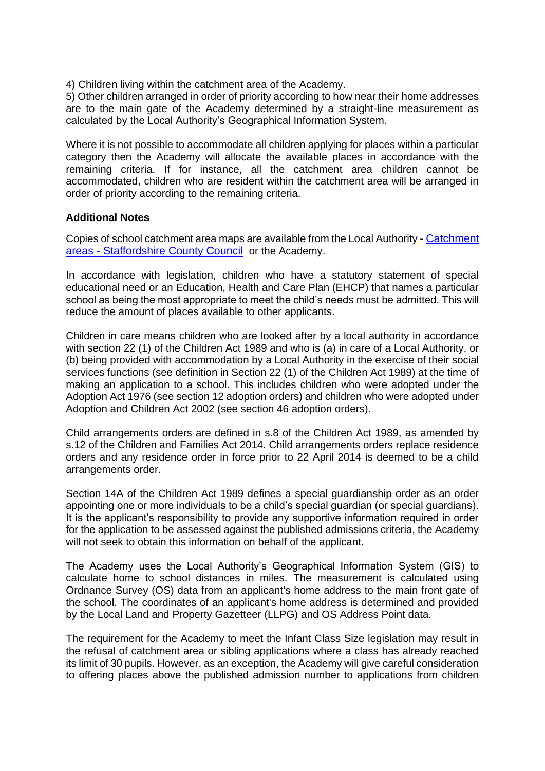4) Children living within the catchment area of the Academy.
5) Other children arranged in order of priority according to how near their home addresses are to the main gate of the Academy determined by a straight-line measurement as calculated by the Local Authority's Geographical Information System.

Where it is not possible to accommodate all children applying for places within a particular category then the Academy will allocate the available places in accordance with the remaining criteria. If for instance, all the catchment area children cannot be accommodated, children who are resident within the catchment area will be arranged in order of priority according to the remaining criteria.

**Additional Notes**

Copies of school catchment area maps are available from the Local Authority - [Catchment areas - Staffordshire County Council] or the Academy.

In accordance with legislation, children who have a statutory statement of special educational need or an Education, Health and Care Plan (EHCP) that names a particular school as being the most appropriate to meet the child's needs must be admitted. This will reduce the amount of places available to other applicants.

Children in care means children who are looked after by a local authority in accordance with section 22 (1) of the Children Act 1989 and who is (a) in care of a Local Authority, or (b) being provided with accommodation by a Local Authority in the exercise of their social services functions (see definition in Section 22 (1) of the Children Act 1989) at the time of making an application to a school. This includes children who were adopted under the Adoption Act 1976 (see section 12 adoption orders) and children who were adopted under Adoption and Children Act 2002 (see section 46 adoption orders).

Child arrangements orders are defined in s.8 of the Children Act 1989, as amended by s.12 of the Children and Families Act 2014. Child arrangements orders replace residence orders and any residence order in force prior to 22 April 2014 is deemed to be a child arrangements order.

Section 14A of the Children Act 1989 defines a special guardianship order as an order appointing one or more individuals to be a child's special guardian (or special guardians). It is the applicant's responsibility to provide any supportive information required in order for the application to be assessed against the published admissions criteria, the Academy will not seek to obtain this information on behalf of the applicant.

The Academy uses the Local Authority's Geographical Information System (GIS) to calculate home to school distances in miles. The measurement is calculated using Ordnance Survey (OS) data from an applicant's home address to the main front gate of the school. The coordinates of an applicant's home address is determined and provided by the Local Land and Property Gazetteer (LLPG) and OS Address Point data.

The requirement for the Academy to meet the Infant Class Size legislation may result in the refusal of catchment area or sibling applications where a class has already reached its limit of 30 pupils. However, as an exception, the Academy will give careful consideration to offering places above the published admission number to applications from children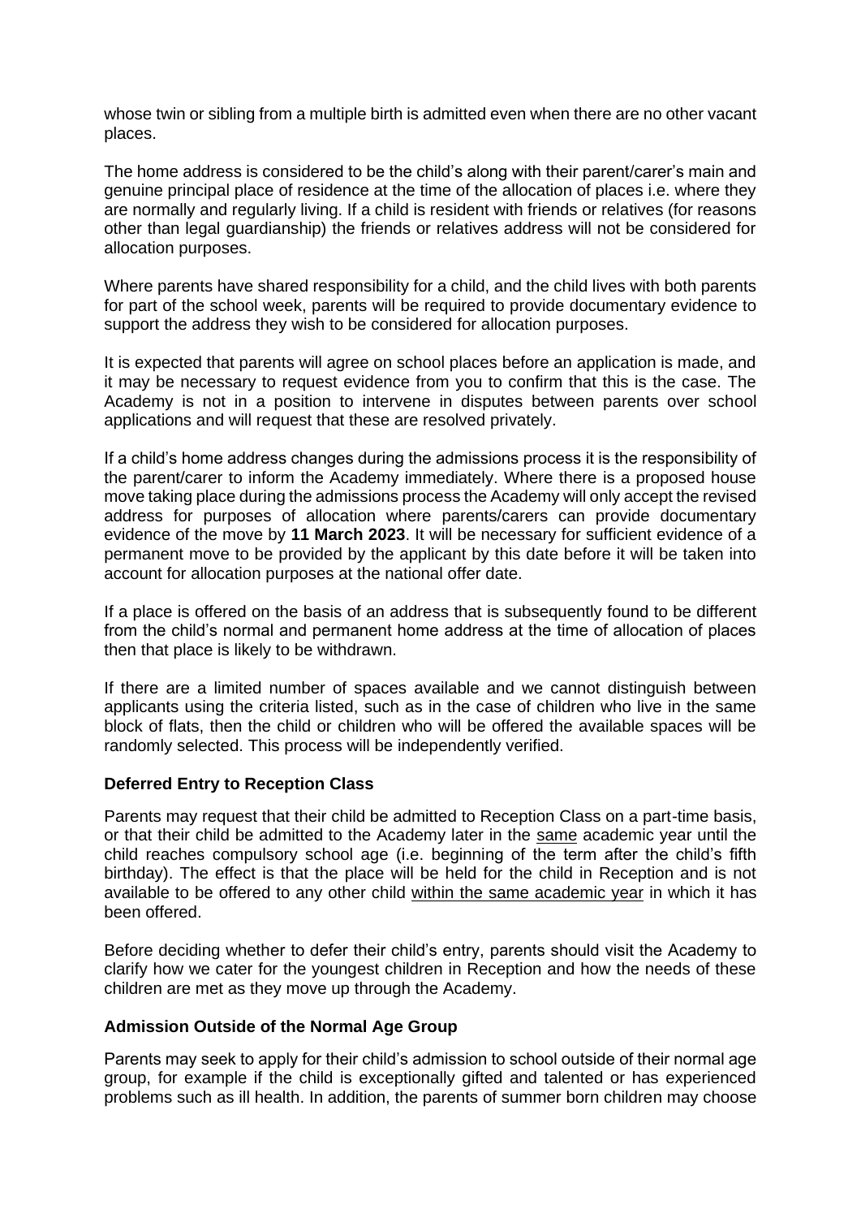whose twin or sibling from a multiple birth is admitted even when there are no other vacant places.

The home address is considered to be the child's along with their parent/carer's main and genuine principal place of residence at the time of the allocation of places i.e. where they are normally and regularly living. If a child is resident with friends or relatives (for reasons other than legal guardianship) the friends or relatives address will not be considered for allocation purposes.

Where parents have shared responsibility for a child, and the child lives with both parents for part of the school week, parents will be required to provide documentary evidence to support the address they wish to be considered for allocation purposes.

It is expected that parents will agree on school places before an application is made, and it may be necessary to request evidence from you to confirm that this is the case. The Academy is not in a position to intervene in disputes between parents over school applications and will request that these are resolved privately.

If a child's home address changes during the admissions process it is the responsibility of the parent/carer to inform the Academy immediately. Where there is a proposed house move taking place during the admissions process the Academy will only accept the revised address for purposes of allocation where parents/carers can provide documentary evidence of the move by **11 March 2023**. It will be necessary for sufficient evidence of a permanent move to be provided by the applicant by this date before it will be taken into account for allocation purposes at the national offer date.

If a place is offered on the basis of an address that is subsequently found to be different from the child's normal and permanent home address at the time of allocation of places then that place is likely to be withdrawn.

If there are a limited number of spaces available and we cannot distinguish between applicants using the criteria listed, such as in the case of children who live in the same block of flats, then the child or children who will be offered the available spaces will be randomly selected. This process will be independently verified.

### Deferred Entry to Reception Class

Parents may request that their child be admitted to Reception Class on a part-time basis, or that their child be admitted to the Academy later in the same academic year until the child reaches compulsory school age (i.e. beginning of the term after the child's fifth birthday). The effect is that the place will be held for the child in Reception and is not available to be offered to any other child within the same academic year in which it has been offered.

Before deciding whether to defer their child's entry, parents should visit the Academy to clarify how we cater for the youngest children in Reception and how the needs of these children are met as they move up through the Academy.

### Admission Outside of the Normal Age Group

Parents may seek to apply for their child's admission to school outside of their normal age group, for example if the child is exceptionally gifted and talented or has experienced problems such as ill health. In addition, the parents of summer born children may choose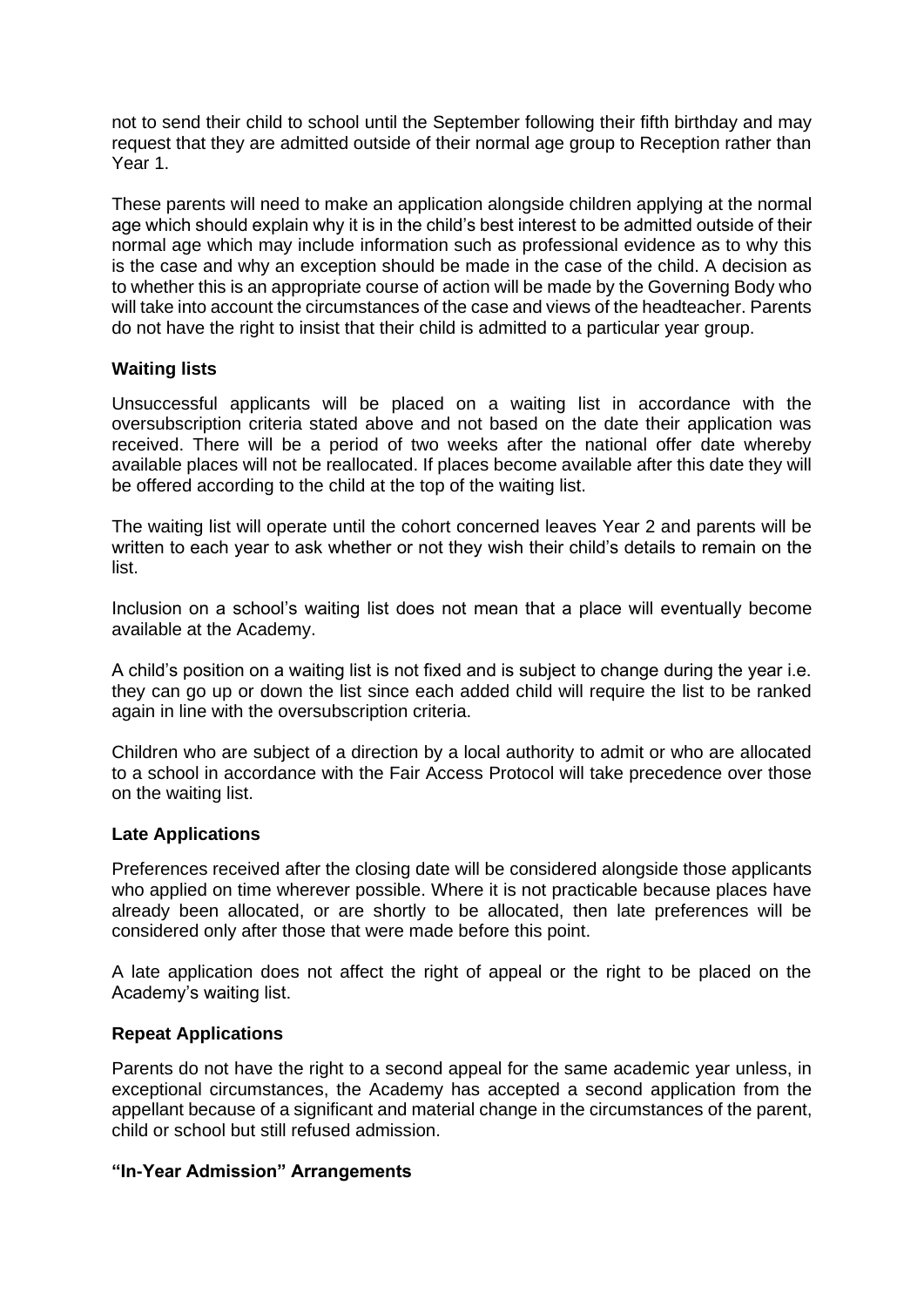not to send their child to school until the September following their fifth birthday and may request that they are admitted outside of their normal age group to Reception rather than Year 1.

These parents will need to make an application alongside children applying at the normal age which should explain why it is in the child's best interest to be admitted outside of their normal age which may include information such as professional evidence as to why this is the case and why an exception should be made in the case of the child. A decision as to whether this is an appropriate course of action will be made by the Governing Body who will take into account the circumstances of the case and views of the headteacher. Parents do not have the right to insist that their child is admitted to a particular year group.

### Waiting lists

Unsuccessful applicants will be placed on a waiting list in accordance with the oversubscription criteria stated above and not based on the date their application was received. There will be a period of two weeks after the national offer date whereby available places will not be reallocated. If places become available after this date they will be offered according to the child at the top of the waiting list.

The waiting list will operate until the cohort concerned leaves Year 2 and parents will be written to each year to ask whether or not they wish their child's details to remain on the list.

Inclusion on a school's waiting list does not mean that a place will eventually become available at the Academy.

A child's position on a waiting list is not fixed and is subject to change during the year i.e. they can go up or down the list since each added child will require the list to be ranked again in line with the oversubscription criteria.

Children who are subject of a direction by a local authority to admit or who are allocated to a school in accordance with the Fair Access Protocol will take precedence over those on the waiting list.

### Late Applications

Preferences received after the closing date will be considered alongside those applicants who applied on time wherever possible. Where it is not practicable because places have already been allocated, or are shortly to be allocated, then late preferences will be considered only after those that were made before this point.

A late application does not affect the right of appeal or the right to be placed on the Academy's waiting list.

### Repeat Applications

Parents do not have the right to a second appeal for the same academic year unless, in exceptional circumstances, the Academy has accepted a second application from the appellant because of a significant and material change in the circumstances of the parent, child or school but still refused admission.

### "In-Year Admission" Arrangements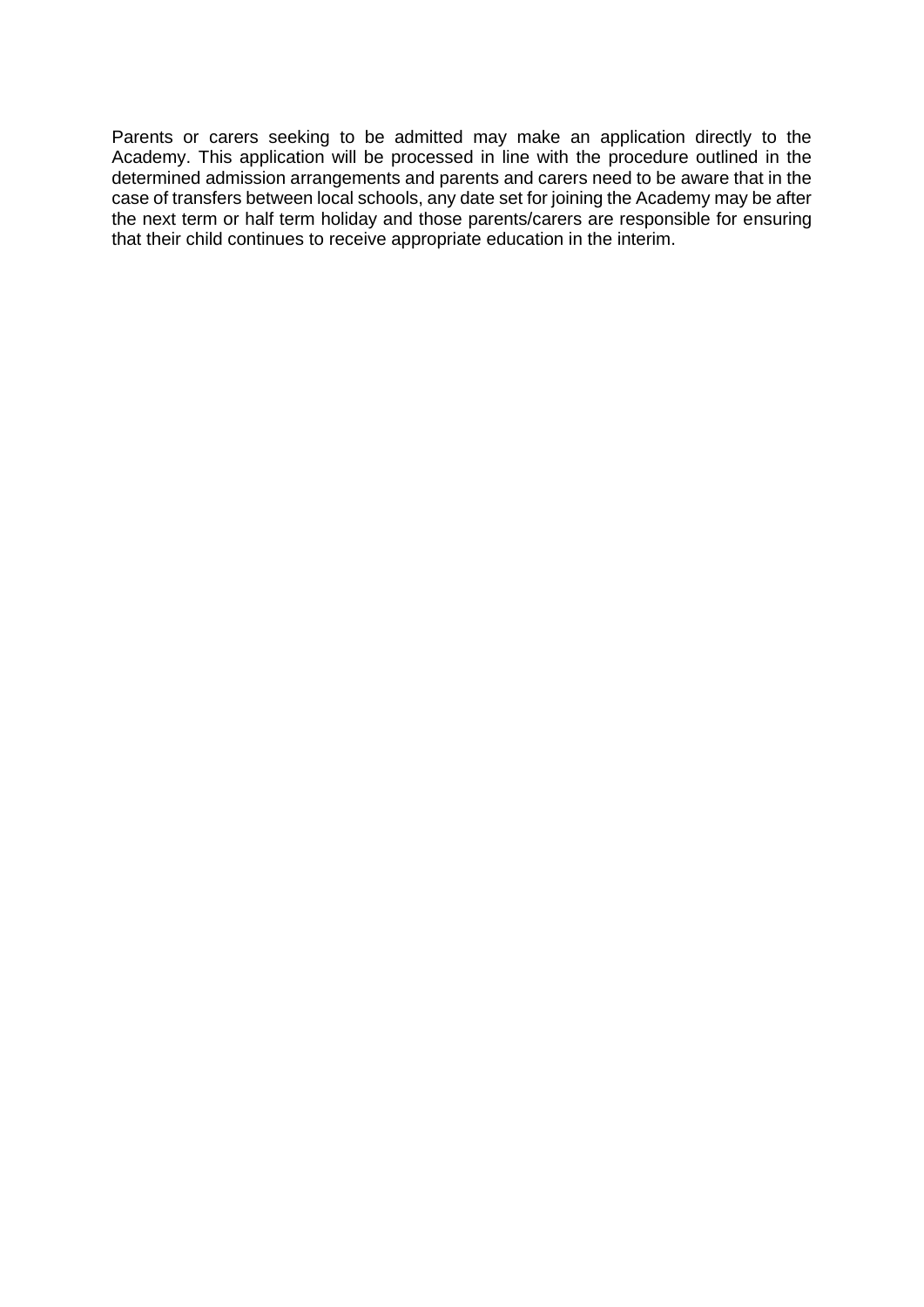Parents or carers seeking to be admitted may make an application directly to the Academy. This application will be processed in line with the procedure outlined in the determined admission arrangements and parents and carers need to be aware that in the case of transfers between local schools, any date set for joining the Academy may be after the next term or half term holiday and those parents/carers are responsible for ensuring that their child continues to receive appropriate education in the interim.